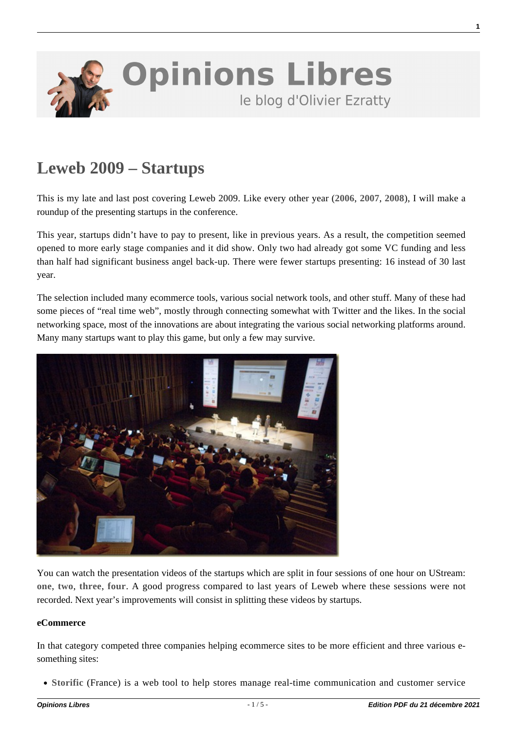# Opinions Libres

le blog d'Olivier Ezratty

## Leweb 2009 – Startups

This is my late and last post covering Leweb 2009. Like every other year (**2006**, **2007**, **2008**), I will make a roundup of the presenting startups in the conference.

This year, startups didn't have to pay to present, like in previous years. As a result, the competition seemed opened to more early stage companies and it did show. Only two had already got some VC funding and less than half had significant business angel back-up. There were fewer startups presenting: 16 instead of 30 last year.

The selection included many ecommerce tools, various social network tools, and other stuff. Many of these had some pieces of "real time web", mostly through connecting somewhat with Twitter and the likes. In the social networking space, most of the innovations are about integrating the various social networking platforms around. Many many startups want to play this game, but only a few may survive.

You can watch the presentation videos of the startups which are split in four sessions of one hour on UStream: **one**, **two**, **three**, **four**. A good progress compared to last years of Leweb where these sessions were not recorded. Next year's improvements will consist in splitting these videos by startups.

**eCommerce**

In that category competed three companies helping ecommerce sites to be more efficient and three various e-something sites:

- **Storific** (France) is a web tool to help stores manage real-time communication and customer service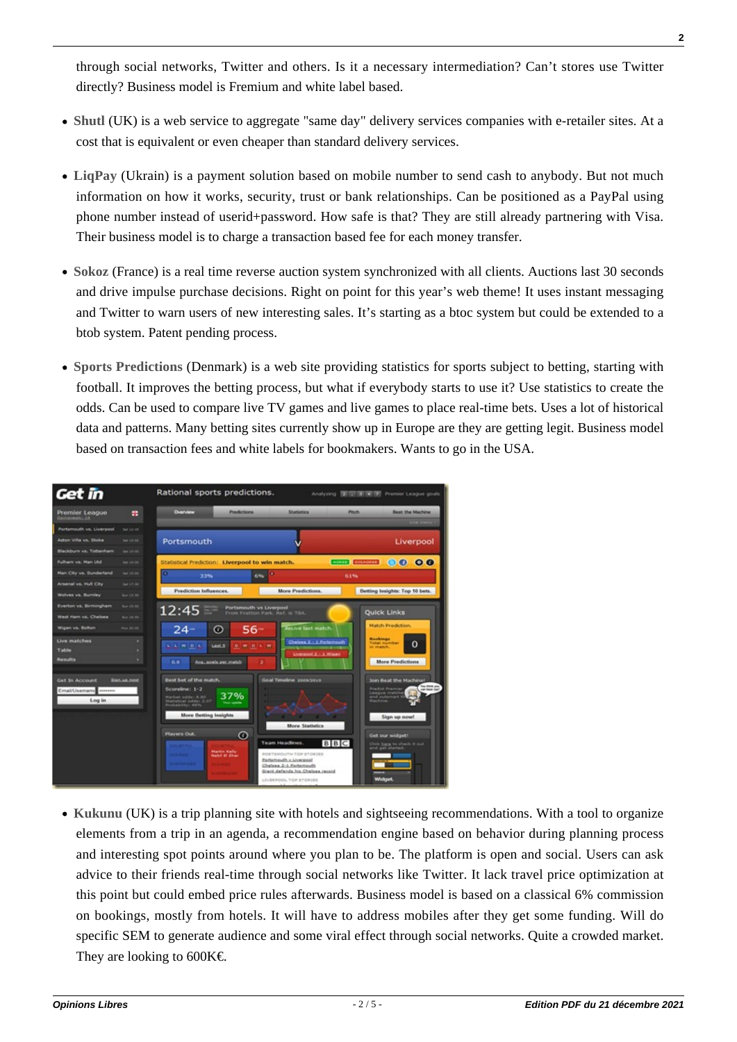through social networks, Twitter and others. Is it a necessary intermediation? Can't stores use Twitter directly? Business model is Fremium and white label based.

- **Shutl** (UK) is a web service to aggregate "same day" delivery services companies with e-retailer sites. At a cost that is equivalent or even cheaper than standard delivery services.

- **LiqPay** (Ukrain) is a payment solution based on mobile number to send cash to anybody. But not much information on how it works, security, trust or bank relationships. Can be positioned as a PayPal using phone number instead of userid+password. How safe is that? They are still already partnering with Visa. Their business model is to charge a transaction based fee for each money transfer.

- **Sokoz** (France) is a real time reverse auction system synchronized with all clients. Auctions last 30 seconds and drive impulse purchase decisions. Right on point for this year's web theme! It uses instant messaging and Twitter to warn users of new interesting sales. It's starting as a btoc system but could be extended to a btob system. Patent pending process.

- **Sports Predictions** (Denmark) is a web site providing statistics for sports subject to betting, starting with football. It improves the betting process, but what if everybody starts to use it? Use statistics to create the odds. Can be used to compare live TV games and live games to place real-time bets. Uses a lot of historical data and patterns. Many betting sites currently show up in Europe are they are getting legit. Business model based on transaction fees and white labels for bookmakers. Wants to go in the USA.

- **Kukunu** (UK) is a trip planning site with hotels and sightseeing recommendations. With a tool to organize elements from a trip in an agenda, a recommendation engine based on behavior during planning process and interesting spot points around where you plan to be. The platform is open and social. Users can ask advice to their friends real-time through social networks like Twitter. It lack travel price optimization at this point but could embed price rules afterwards. Business model is based on a classical 6% commission on bookings, mostly from hotels. It will have to address mobiles after they get some funding. Will do specific SEM to generate audience and some viral effect through social networks. Quite a crowded market. They are looking to 600K€.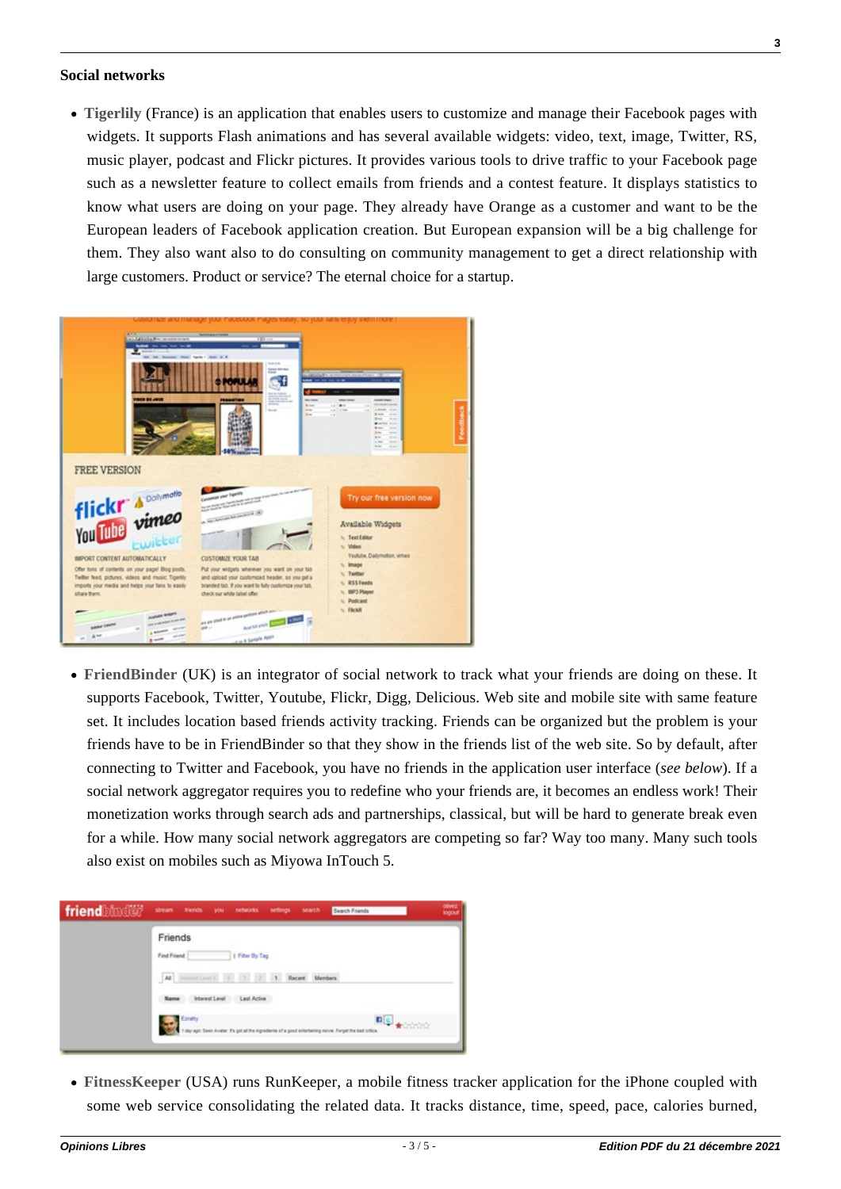## Social networks

- **Tigerlily** (France) is an application that enables users to customize and manage their Facebook pages with widgets. It supports Flash animations and has several available widgets: video, text, image, Twitter, RS, music player, podcast and Flickr pictures. It provides various tools to drive traffic to your Facebook page such as a newsletter feature to collect emails from friends and a contest feature. It displays statistics to know what users are doing on your page. They already have Orange as a customer and want to be the European leaders of Facebook application creation. But European expansion will be a big challenge for them. They also want also to do consulting on community management to get a direct relationship with large customers. Product or service? The eternal choice for a startup.

- **FriendBinder** (UK) is an integrator of social network to track what your friends are doing on these. It supports Facebook, Twitter, Youtube, Flickr, Digg, Delicious. Web site and mobile site with same feature set. It includes location based friends activity tracking. Friends can be organized but the problem is your friends have to be in FriendBinder so that they show in the friends list of the web site. So by default, after connecting to Twitter and Facebook, you have no friends in the application user interface (*see below*). If a social network aggregator requires you to redefine who your friends are, it becomes an endless work! Their monetization works through search ads and partnerships, classical, but will be hard to generate break even for a while. How many social network aggregators are competing so far? Way too many. Many such tools also exist on mobiles such as Miyowa InTouch 5.

- **FitnessKeeper** (USA) runs RunKeeper, a mobile fitness tracker application for the iPhone coupled with some web service consolidating the related data. It tracks distance, time, speed, pace, calories burned,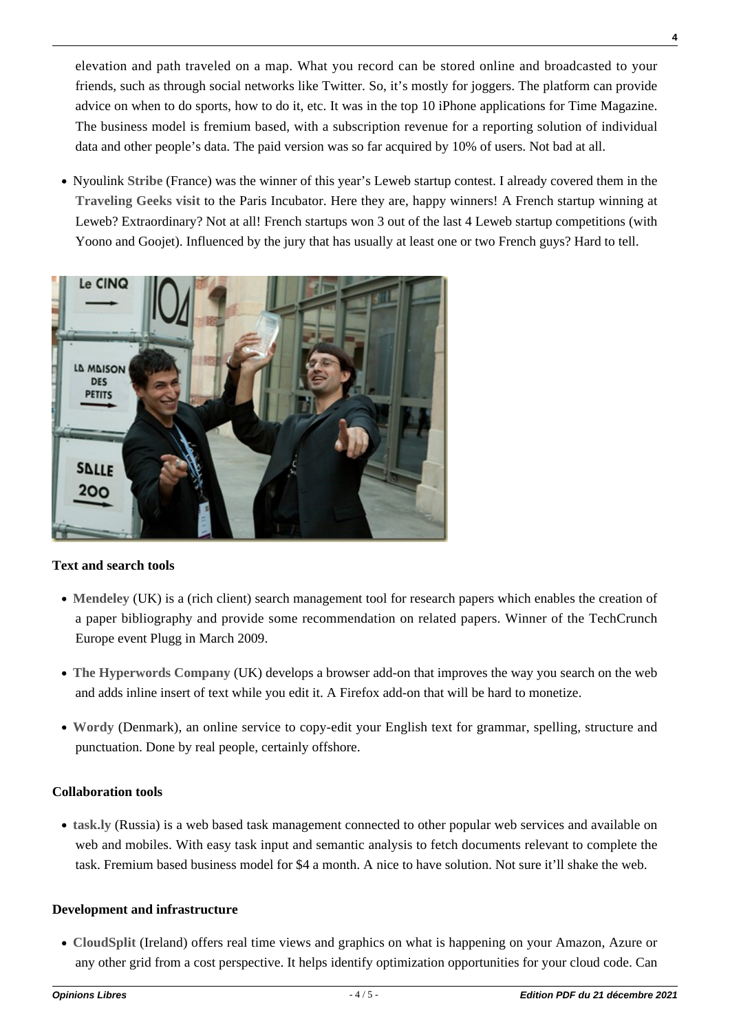elevation and path traveled on a map. What you record can be stored online and broadcasted to your friends, such as through social networks like Twitter. So, it's mostly for joggers. The platform can provide advice on when to do sports, how to do it, etc. It was in the top 10 iPhone applications for Time Magazine. The business model is fremium based, with a subscription revenue for a reporting solution of individual data and other people's data. The paid version was so far acquired by 10% of users. Not bad at all.

- Nyoulink **Stribe** (France) was the winner of this year's Leweb startup contest. I already covered them in the **Traveling Geeks visit** to the Paris Incubator. Here they are, happy winners! A French startup winning at Leweb? Extraordinary? Not at all! French startups won 3 out of the last 4 Leweb startup competitions (with Yoono and Goojet). Influenced by the jury that has usually at least one or two French guys? Hard to tell.

**Text and search tools**

- **Mendeley** (UK) is a (rich client) search management tool for research papers which enables the creation of a paper bibliography and provide some recommendation on related papers. Winner of the TechCrunch Europe event Plugg in March 2009.
- **The Hyperwords Company** (UK) develops a browser add-on that improves the way you search on the web and adds inline insert of text while you edit it. A Firefox add-on that will be hard to monetize.
- **Wordy** (Denmark), an online service to copy-edit your English text for grammar, spelling, structure and punctuation. Done by real people, certainly offshore.

**Collaboration tools**

- **task.ly** (Russia) is a web based task management connected to other popular web services and available on web and mobiles. With easy task input and semantic analysis to fetch documents relevant to complete the task. Fremium based business model for $4 a month. A nice to have solution. Not sure it'll shake the web.

**Development and infrastructure**

- **CloudSplit** (Ireland) offers real time views and graphics on what is happening on your Amazon, Azure or any other grid from a cost perspective. It helps identify optimization opportunities for your cloud code. Can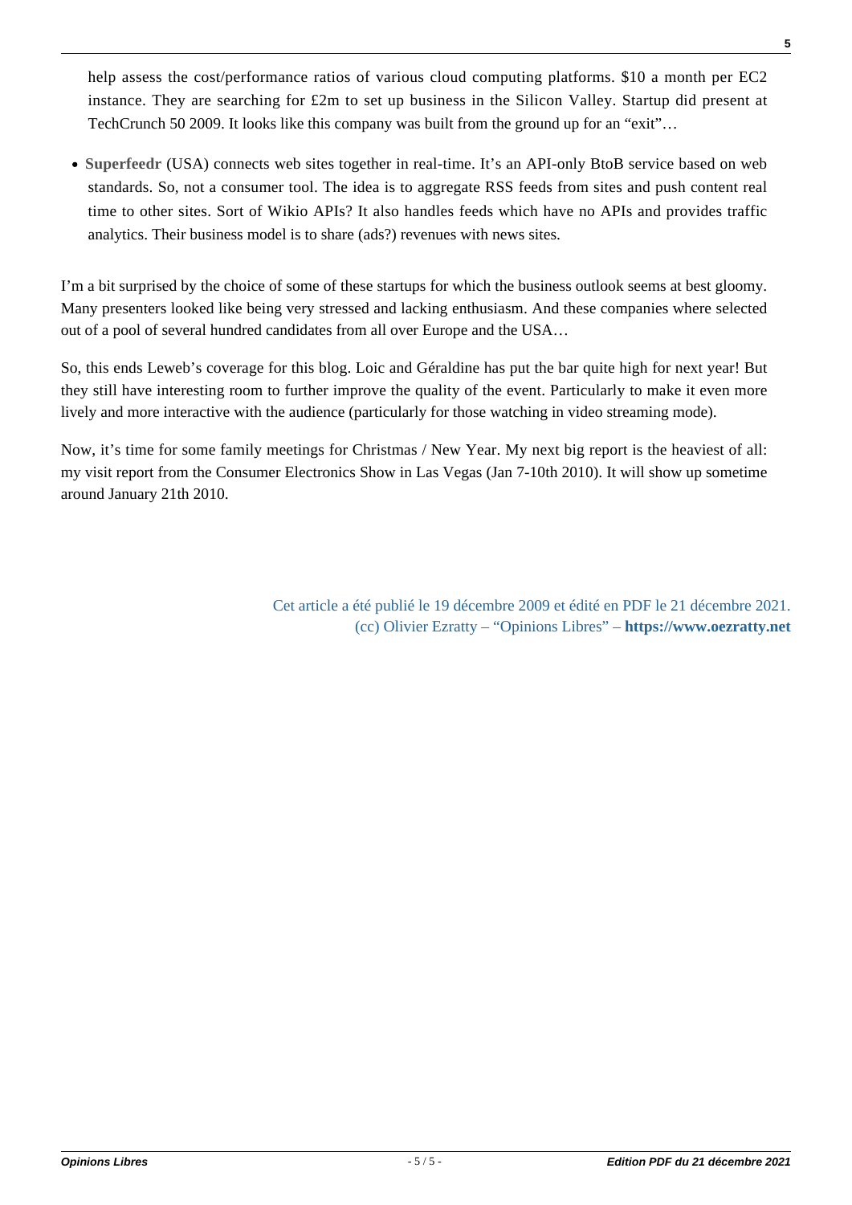help assess the cost/performance ratios of various cloud computing platforms. $10 a month per EC2 instance. They are searching for £2m to set up business in the Silicon Valley. Startup did present at TechCrunch 50 2009. It looks like this company was built from the ground up for an "exit"…

- **Superfeedr** (USA) connects web sites together in real-time. It's an API-only BtoB service based on web standards. So, not a consumer tool. The idea is to aggregate RSS feeds from sites and push content real time to other sites. Sort of Wikio APIs? It also handles feeds which have no APIs and provides traffic analytics. Their business model is to share (ads?) revenues with news sites.

I'm a bit surprised by the choice of some of these startups for which the business outlook seems at best gloomy. Many presenters looked like being very stressed and lacking enthusiasm. And these companies where selected out of a pool of several hundred candidates from all over Europe and the USA…

So, this ends Leweb's coverage for this blog. Loic and Géraldine has put the bar quite high for next year! But they still have interesting room to further improve the quality of the event. Particularly to make it even more lively and more interactive with the audience (particularly for those watching in video streaming mode).

Now, it's time for some family meetings for Christmas / New Year. My next big report is the heaviest of all: my visit report from the Consumer Electronics Show in Las Vegas (Jan 7-10th 2010). It will show up sometime around January 21th 2010.

Cet article a été publié le 19 décembre 2009 et édité en PDF le 21 décembre 2021.
(cc) Olivier Ezratty – "Opinions Libres" – **https://www.oezratty.net**